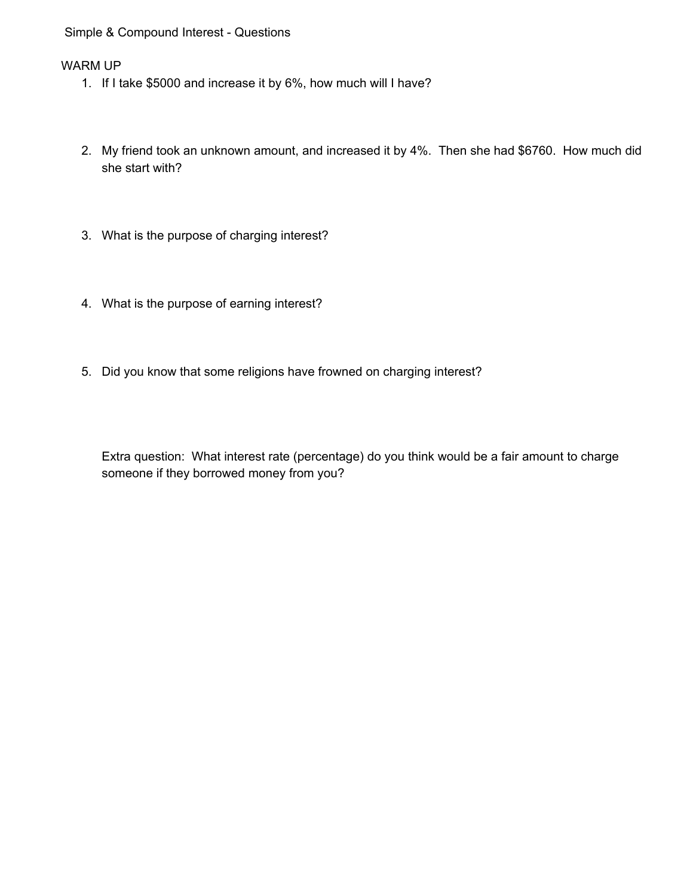# Simple & Compound Interest - Questions

## WARM UP

1. If I take $5000 and increase it by 6%, how much will I have?

2. My friend took an unknown amount, and increased it by 4%. Then she had $6760. How much did she start with?

3. What is the purpose of charging interest?

4. What is the purpose of earning interest?

5. Did you know that some religions have frowned on charging interest?

Extra question: What interest rate (percentage) do you think would be a fair amount to charge someone if they borrowed money from you?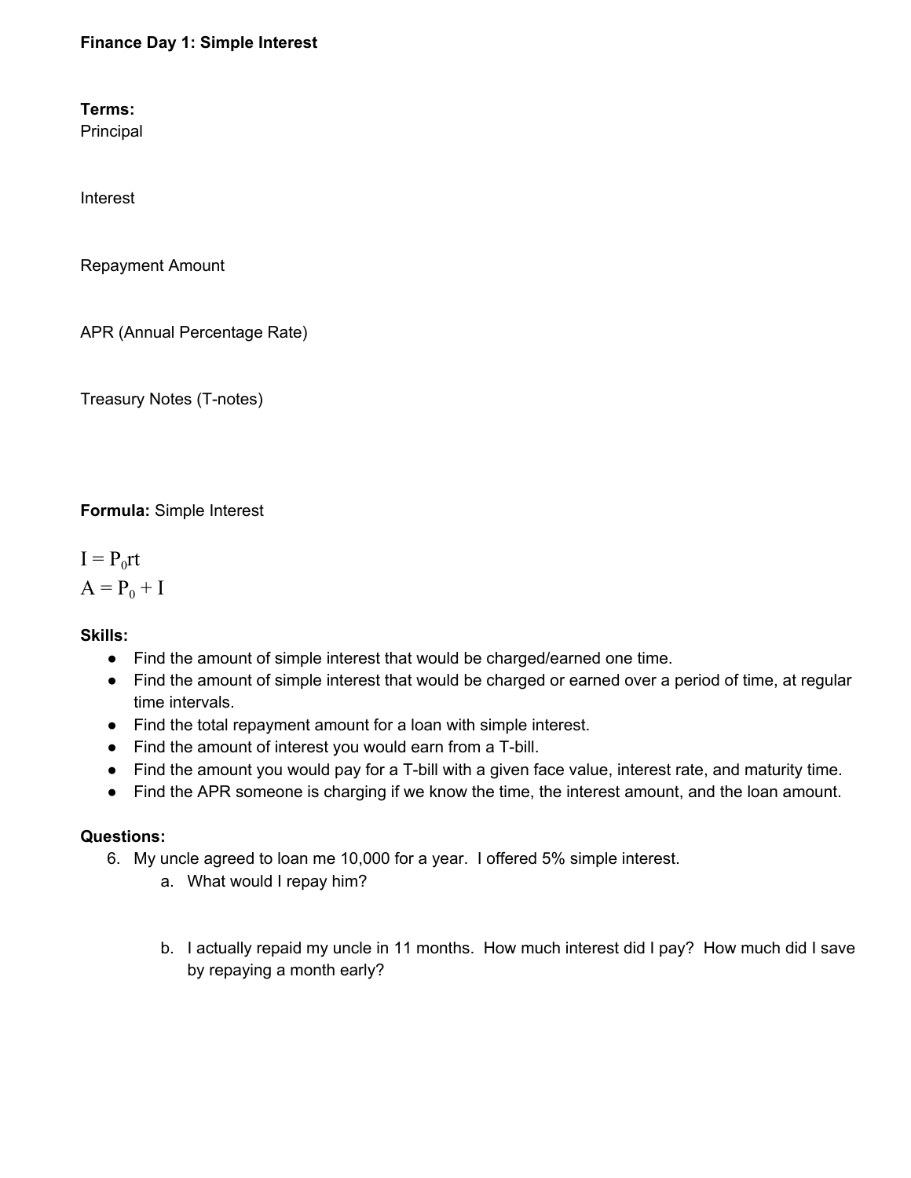**Finance Day 1: Simple Interest**

**Terms:**

Principal

Interest

Repayment Amount

APR (Annual Percentage Rate)

Treasury Notes (T-notes)

**Formula:** Simple Interest

$$I = P_0rt$$
$$A = P_0 + I$$

**Skills:**

- Find the amount of simple interest that would be charged/earned one time.
- Find the amount of simple interest that would be charged or earned over a period of time, at regular time intervals.
- Find the total repayment amount for a loan with simple interest.
- Find the amount of interest you would earn from a T-bill.
- Find the amount you would pay for a T-bill with a given face value, interest rate, and maturity time.
- Find the APR someone is charging if we know the time, the interest amount, and the loan amount.

**Questions:**

6. My uncle agreed to loan me 10,000 for a year. I offered 5% simple interest.
   a. What would I repay him?
   b. I actually repaid my uncle in 11 months. How much interest did I pay? How much did I save by repaying a month early?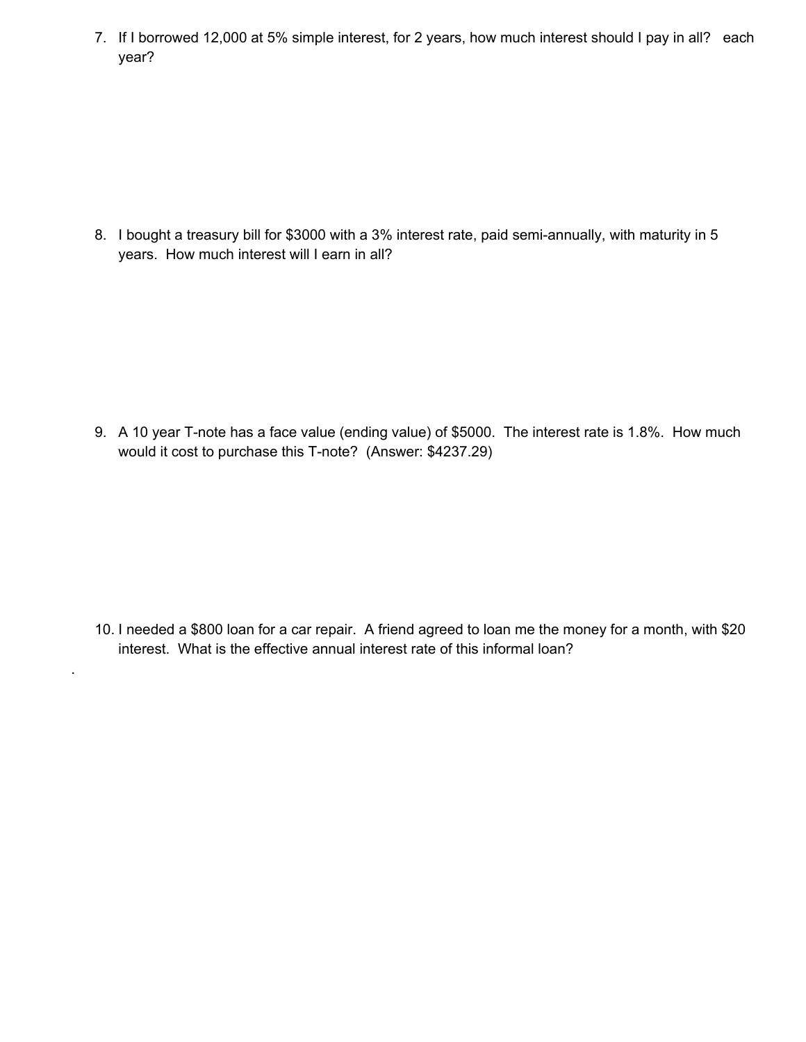7. If I borrowed 12,000 at 5% simple interest, for 2 years, how much interest should I pay in all? each year?

8. I bought a treasury bill for $3000 with a 3% interest rate, paid semi-annually, with maturity in 5 years. How much interest will I earn in all?

9. A 10 year T-note has a face value (ending value) of $5000. The interest rate is 1.8%. How much would it cost to purchase this T-note? (Answer: $4237.29)

10. I needed a $800 loan for a car repair. A friend agreed to loan me the money for a month, with $20 interest. What is the effective annual interest rate of this informal loan?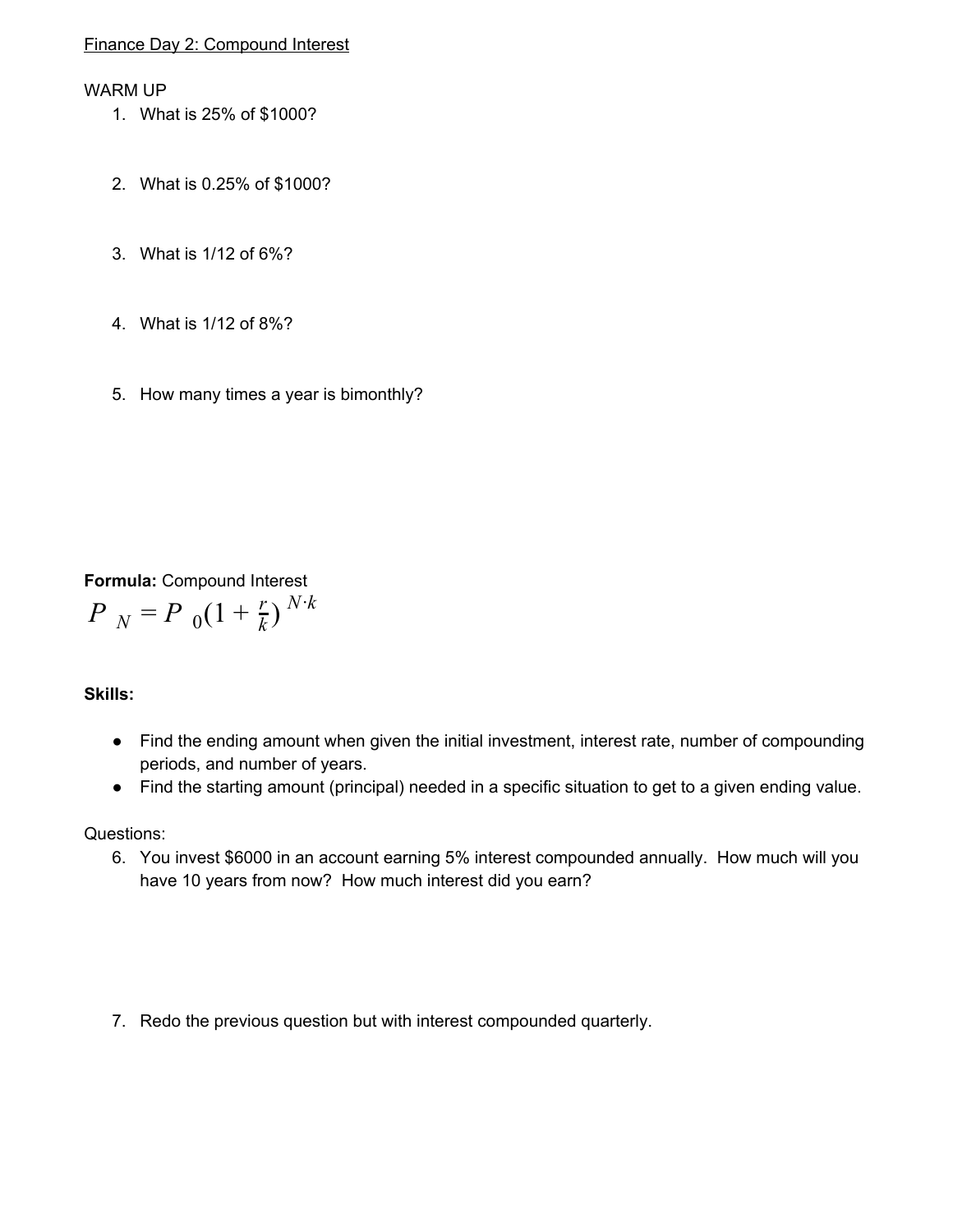Finance Day 2: Compound Interest

WARM UP

1. What is 25% of $1000?
2. What is 0.25% of $1000?
3. What is 1/12 of 6%?
4. What is 1/12 of 8%?
5. How many times a year is bimonthly?

**Formula:** Compound Interest

$$P_N = P_0\left(1 + \frac{r}{k}\right)^{N \cdot k}$$

**Skills:**

- Find the ending amount when given the initial investment, interest rate, number of compounding periods, and number of years.
- Find the starting amount (principal) needed in a specific situation to get to a given ending value.

Questions:

6. You invest $6000 in an account earning 5% interest compounded annually. How much will you have 10 years from now? How much interest did you earn?
7. Redo the previous question but with interest compounded quarterly.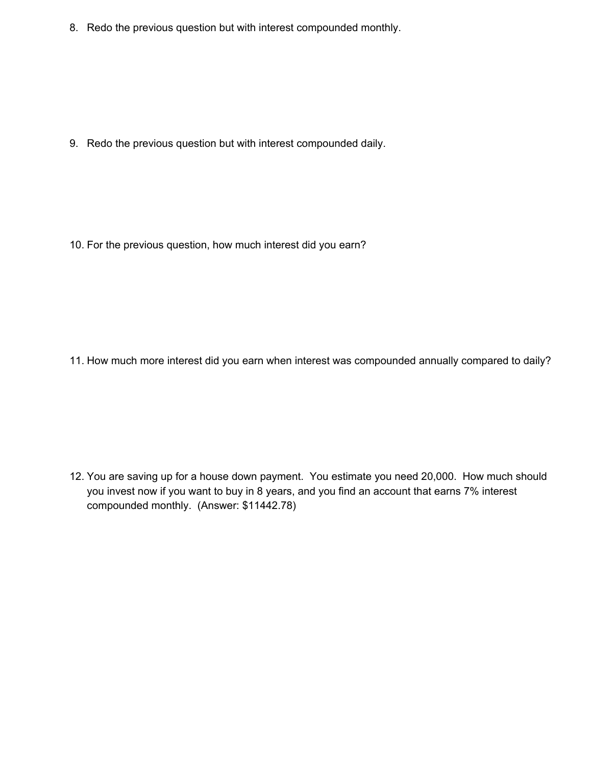8. Redo the previous question but with interest compounded monthly.

9. Redo the previous question but with interest compounded daily.

10. For the previous question, how much interest did you earn?

11. How much more interest did you earn when interest was compounded annually compared to daily?

12. You are saving up for a house down payment. You estimate you need 20,000. How much should you invest now if you want to buy in 8 years, and you find an account that earns 7% interest compounded monthly. (Answer: $11442.78)